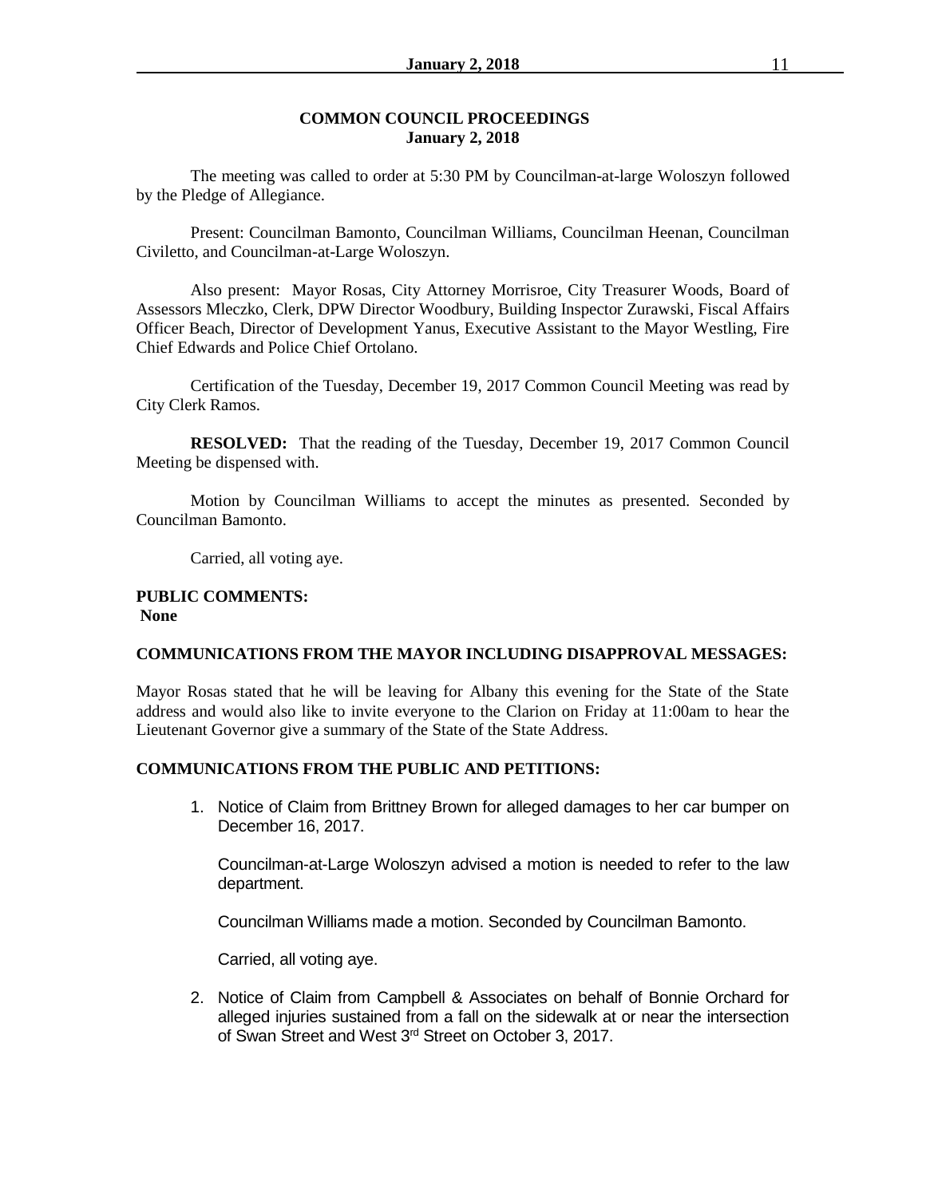## COMMON COUNCIL PROCEEDINGS
**January 2, 2018**

The meeting was called to order at 5:30 PM by Councilman-at-large Woloszyn followed by the Pledge of Allegiance.

Present: Councilman Bamonto, Councilman Williams, Councilman Heenan, Councilman Civiletto, and Councilman-at-Large Woloszyn.

Also present: Mayor Rosas, City Attorney Morrisroe, City Treasurer Woods, Board of Assessors Mleczko, Clerk, DPW Director Woodbury, Building Inspector Zurawski, Fiscal Affairs Officer Beach, Director of Development Yanus, Executive Assistant to the Mayor Westling, Fire Chief Edwards and Police Chief Ortolano.

Certification of the Tuesday, December 19, 2017 Common Council Meeting was read by City Clerk Ramos.

**RESOLVED:** That the reading of the Tuesday, December 19, 2017 Common Council Meeting be dispensed with.

Motion by Councilman Williams to accept the minutes as presented. Seconded by Councilman Bamonto.

Carried, all voting aye.

**PUBLIC COMMENTS:**
**None**

**COMMUNICATIONS FROM THE MAYOR INCLUDING DISAPPROVAL MESSAGES:**

Mayor Rosas stated that he will be leaving for Albany this evening for the State of the State address and would also like to invite everyone to the Clarion on Friday at 11:00am to hear the Lieutenant Governor give a summary of the State of the State Address.

**COMMUNICATIONS FROM THE PUBLIC AND PETITIONS:**

1. Notice of Claim from Brittney Brown for alleged damages to her car bumper on December 16, 2017.

   Councilman-at-Large Woloszyn advised a motion is needed to refer to the law department.

   Councilman Williams made a motion. Seconded by Councilman Bamonto.

   Carried, all voting aye.

2. Notice of Claim from Campbell & Associates on behalf of Bonnie Orchard for alleged injuries sustained from a fall on the sidewalk at or near the intersection of Swan Street and West 3rd Street on October 3, 2017.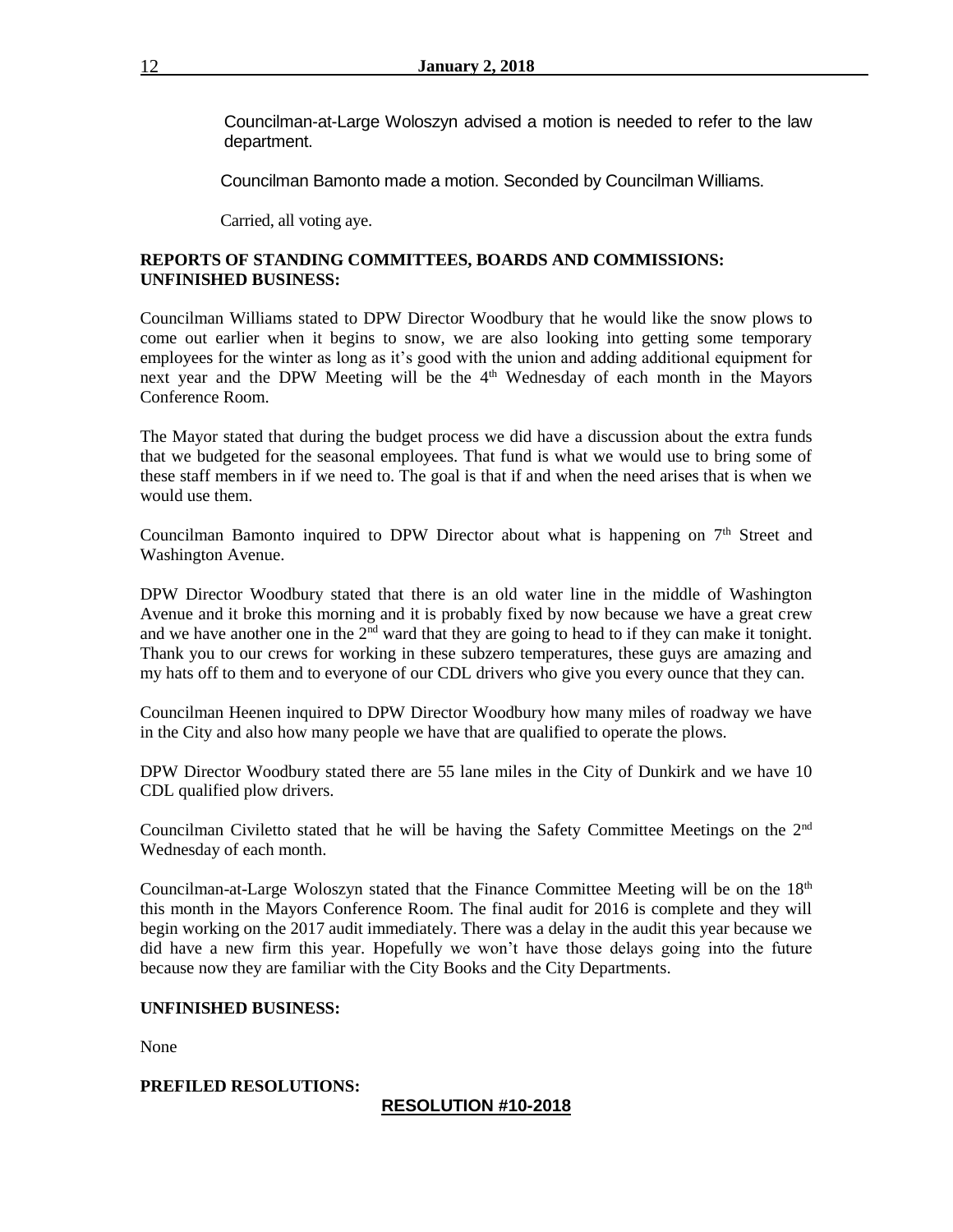Councilman-at-Large Woloszyn advised a motion is needed to refer to the law department.

Councilman Bamonto made a motion. Seconded by Councilman Williams.

Carried, all voting aye.

**REPORTS OF STANDING COMMITTEES, BOARDS AND COMMISSIONS: UNFINISHED BUSINESS:**

Councilman Williams stated to DPW Director Woodbury that he would like the snow plows to come out earlier when it begins to snow, we are also looking into getting some temporary employees for the winter as long as it's good with the union and adding additional equipment for next year and the DPW Meeting will be the 4th Wednesday of each month in the Mayors Conference Room.

The Mayor stated that during the budget process we did have a discussion about the extra funds that we budgeted for the seasonal employees. That fund is what we would use to bring some of these staff members in if we need to. The goal is that if and when the need arises that is when we would use them.

Councilman Bamonto inquired to DPW Director about what is happening on 7th Street and Washington Avenue.

DPW Director Woodbury stated that there is an old water line in the middle of Washington Avenue and it broke this morning and it is probably fixed by now because we have a great crew and we have another one in the 2nd ward that they are going to head to if they can make it tonight. Thank you to our crews for working in these subzero temperatures, these guys are amazing and my hats off to them and to everyone of our CDL drivers who give you every ounce that they can.

Councilman Heenen inquired to DPW Director Woodbury how many miles of roadway we have in the City and also how many people we have that are qualified to operate the plows.

DPW Director Woodbury stated there are 55 lane miles in the City of Dunkirk and we have 10 CDL qualified plow drivers.

Councilman Civiletto stated that he will be having the Safety Committee Meetings on the 2nd Wednesday of each month.

Councilman-at-Large Woloszyn stated that the Finance Committee Meeting will be on the 18th this month in the Mayors Conference Room. The final audit for 2016 is complete and they will begin working on the 2017 audit immediately. There was a delay in the audit this year because we did have a new firm this year. Hopefully we won't have those delays going into the future because now they are familiar with the City Books and the City Departments.

**UNFINISHED BUSINESS:**

None

**PREFILED RESOLUTIONS:**

**RESOLUTION #10-2018**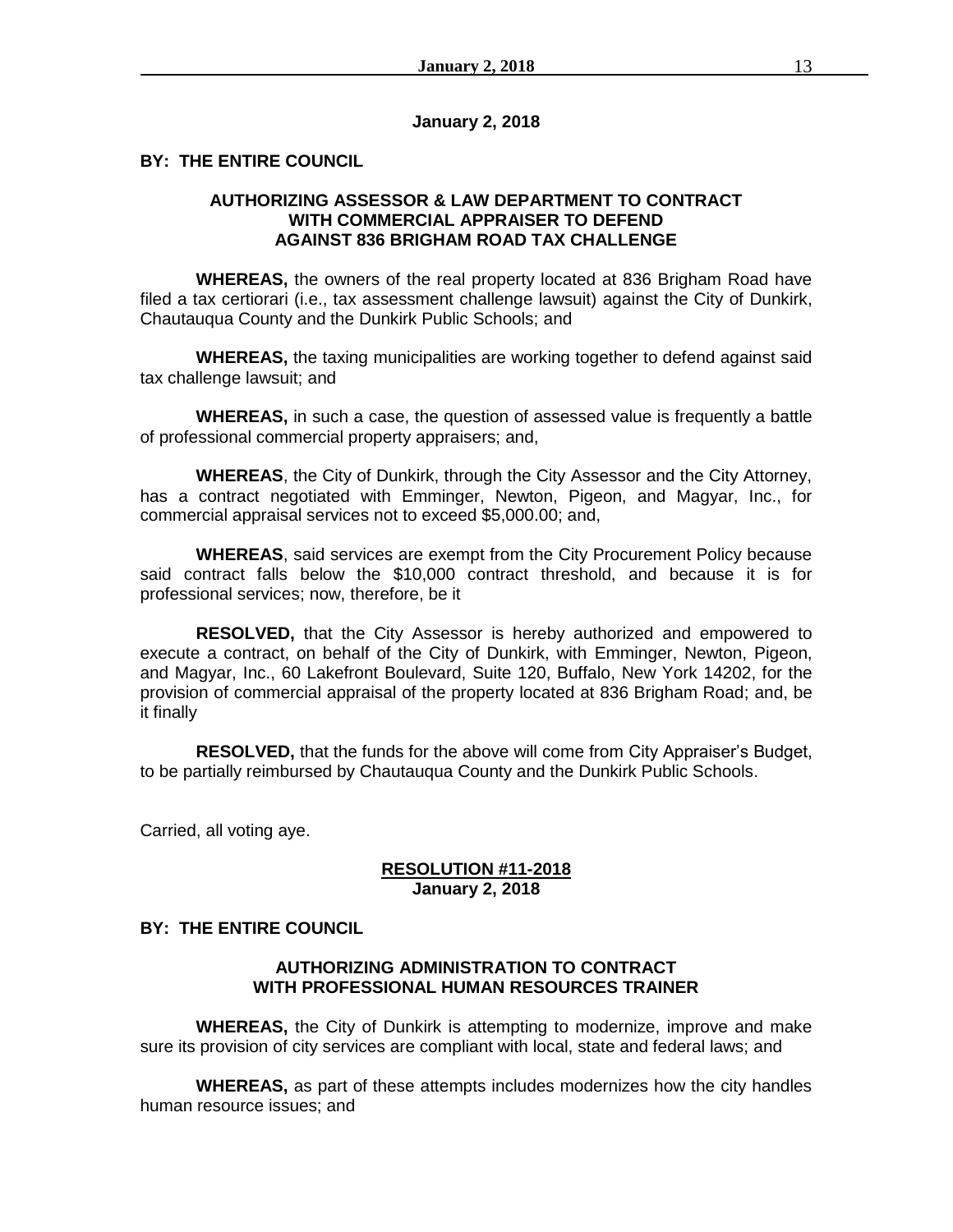**January 2, 2018**

**BY: THE ENTIRE COUNCIL**

**AUTHORIZING ASSESSOR & LAW DEPARTMENT TO CONTRACT WITH COMMERCIAL APPRAISER TO DEFEND AGAINST 836 BRIGHAM ROAD TAX CHALLENGE**

**WHEREAS,** the owners of the real property located at 836 Brigham Road have filed a tax certiorari (i.e., tax assessment challenge lawsuit) against the City of Dunkirk, Chautauqua County and the Dunkirk Public Schools; and

**WHEREAS,** the taxing municipalities are working together to defend against said tax challenge lawsuit; and

**WHEREAS,** in such a case, the question of assessed value is frequently a battle of professional commercial property appraisers; and,

**WHEREAS**, the City of Dunkirk, through the City Assessor and the City Attorney, has a contract negotiated with Emminger, Newton, Pigeon, and Magyar, Inc., for commercial appraisal services not to exceed $5,000.00; and,

**WHEREAS**, said services are exempt from the City Procurement Policy because said contract falls below the $10,000 contract threshold, and because it is for professional services; now, therefore, be it

**RESOLVED,** that the City Assessor is hereby authorized and empowered to execute a contract, on behalf of the City of Dunkirk, with Emminger, Newton, Pigeon, and Magyar, Inc., 60 Lakefront Boulevard, Suite 120, Buffalo, New York 14202, for the provision of commercial appraisal of the property located at 836 Brigham Road; and, be it finally

**RESOLVED,** that the funds for the above will come from City Appraiser's Budget, to be partially reimbursed by Chautauqua County and the Dunkirk Public Schools.

Carried, all voting aye.

**RESOLUTION #11-2018**
**January 2, 2018**

**BY: THE ENTIRE COUNCIL**

**AUTHORIZING ADMINISTRATION TO CONTRACT WITH PROFESSIONAL HUMAN RESOURCES TRAINER**

**WHEREAS,** the City of Dunkirk is attempting to modernize, improve and make sure its provision of city services are compliant with local, state and federal laws; and

**WHEREAS,** as part of these attempts includes modernizes how the city handles human resource issues; and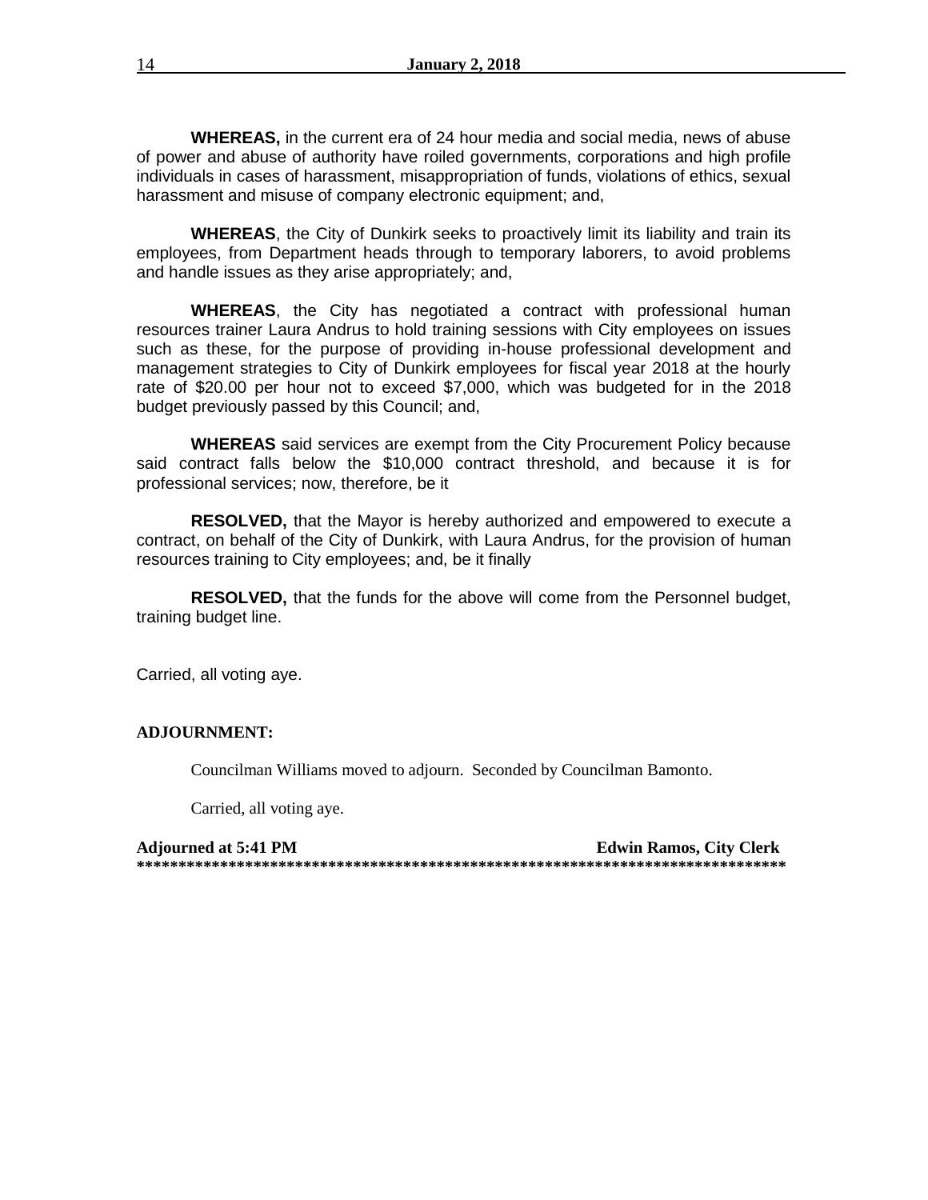**WHEREAS,** in the current era of 24 hour media and social media, news of abuse of power and abuse of authority have roiled governments, corporations and high profile individuals in cases of harassment, misappropriation of funds, violations of ethics, sexual harassment and misuse of company electronic equipment; and,

**WHEREAS**, the City of Dunkirk seeks to proactively limit its liability and train its employees, from Department heads through to temporary laborers, to avoid problems and handle issues as they arise appropriately; and,

**WHEREAS**, the City has negotiated a contract with professional human resources trainer Laura Andrus to hold training sessions with City employees on issues such as these, for the purpose of providing in-house professional development and management strategies to City of Dunkirk employees for fiscal year 2018 at the hourly rate of $20.00 per hour not to exceed $7,000, which was budgeted for in the 2018 budget previously passed by this Council; and,

**WHEREAS** said services are exempt from the City Procurement Policy because said contract falls below the $10,000 contract threshold, and because it is for professional services; now, therefore, be it

**RESOLVED,** that the Mayor is hereby authorized and empowered to execute a contract, on behalf of the City of Dunkirk, with Laura Andrus, for the provision of human resources training to City employees; and, be it finally

**RESOLVED,** that the funds for the above will come from the Personnel budget, training budget line.

Carried, all voting aye.

**ADJOURNMENT:**

Councilman Williams moved to adjourn. Seconded by Councilman Bamonto.

Carried, all voting aye.

**Adjourned at 5:41 PM** **Edwin Ramos, City Clerk**

**********************************************************************************